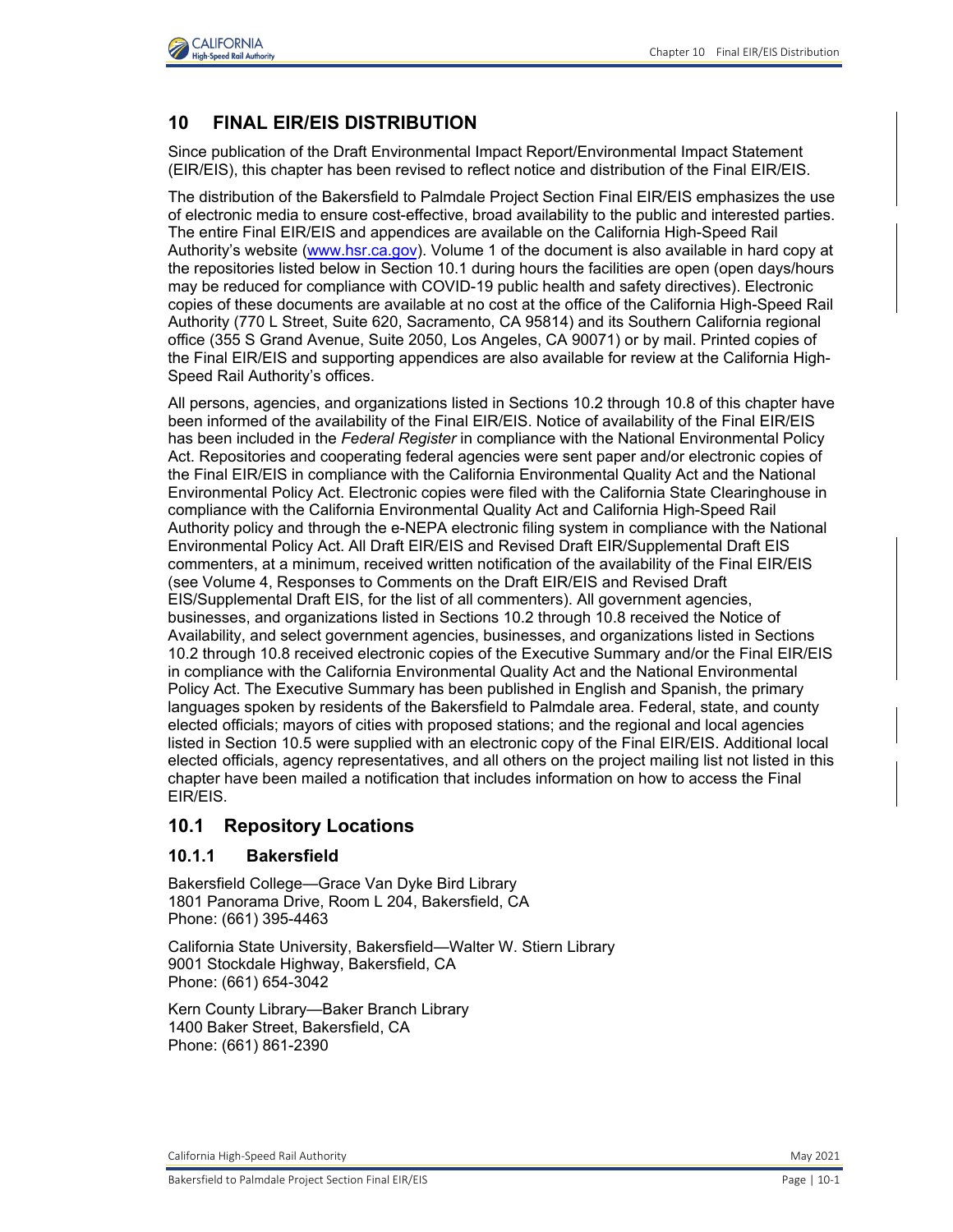# 10 FINAL EIR/EIS DISTRIBUTION

Since publication of the Draft Environmental Impact Report/Environmental Impact Statement (EIR/EIS), this chapter has been revised to reflect notice and distribution of the Final EIR/EIS.

The distribution of the Bakersfield to Palmdale Project Section Final EIR/EIS emphasizes the use of electronic media to ensure cost-effective, broad availability to the public and interested parties. The entire Final EIR/EIS and appendices are available on the California High-Speed Rail Authority's website (www.hsr.ca.gov). Volume 1 of the document is also available in hard copy at the repositories listed below in Section 10.1 during hours the facilities are open (open days/hours may be reduced for compliance with COVID-19 public health and safety directives). Electronic copies of these documents are available at no cost at the office of the California High-Speed Rail Authority (770 L Street, Suite 620, Sacramento, CA 95814) and its Southern California regional office (355 S Grand Avenue, Suite 2050, Los Angeles, CA 90071) or by mail. Printed copies of the Final EIR/EIS and supporting appendices are also available for review at the California High-Speed Rail Authority's offices.

All persons, agencies, and organizations listed in Sections 10.2 through 10.8 of this chapter have been informed of the availability of the Final EIR/EIS. Notice of availability of the Final EIR/EIS has been included in the *Federal Register* in compliance with the National Environmental Policy Act. Repositories and cooperating federal agencies were sent paper and/or electronic copies of the Final EIR/EIS in compliance with the California Environmental Quality Act and the National Environmental Policy Act. Electronic copies were filed with the California State Clearinghouse in compliance with the California Environmental Quality Act and California High-Speed Rail Authority policy and through the e-NEPA electronic filing system in compliance with the National Environmental Policy Act. All Draft EIR/EIS and Revised Draft EIR/Supplemental Draft EIS commenters, at a minimum, received written notification of the availability of the Final EIR/EIS (see Volume 4, Responses to Comments on the Draft EIR/EIS and Revised Draft EIS/Supplemental Draft EIS, for the list of all commenters). All government agencies, businesses, and organizations listed in Sections 10.2 through 10.8 received the Notice of Availability, and select government agencies, businesses, and organizations listed in Sections 10.2 through 10.8 received electronic copies of the Executive Summary and/or the Final EIR/EIS in compliance with the California Environmental Quality Act and the National Environmental Policy Act. The Executive Summary has been published in English and Spanish, the primary languages spoken by residents of the Bakersfield to Palmdale area. Federal, state, and county elected officials; mayors of cities with proposed stations; and the regional and local agencies listed in Section 10.5 were supplied with an electronic copy of the Final EIR/EIS. Additional local elected officials, agency representatives, and all others on the project mailing list not listed in this chapter have been mailed a notification that includes information on how to access the Final EIR/EIS.

## 10.1 Repository Locations

### 10.1.1 Bakersfield

Bakersfield College—Grace Van Dyke Bird Library
1801 Panorama Drive, Room L 204, Bakersfield, CA
Phone: (661) 395-4463

California State University, Bakersfield—Walter W. Stiern Library
9001 Stockdale Highway, Bakersfield, CA
Phone: (661) 654-3042

Kern County Library—Baker Branch Library
1400 Baker Street, Bakersfield, CA
Phone: (661) 861-2390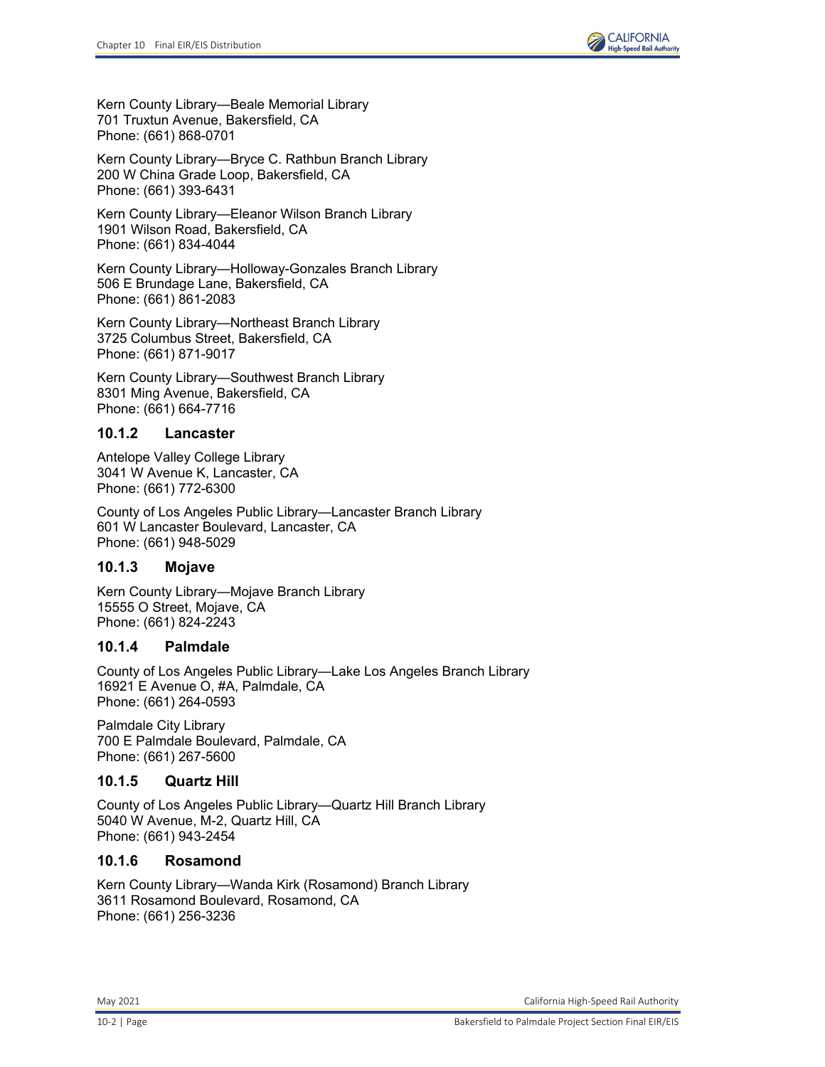Kern County Library—Beale Memorial Library
701 Truxtun Avenue, Bakersfield, CA
Phone: (661) 868-0701

Kern County Library—Bryce C. Rathbun Branch Library
200 W China Grade Loop, Bakersfield, CA
Phone: (661) 393-6431

Kern County Library—Eleanor Wilson Branch Library
1901 Wilson Road, Bakersfield, CA
Phone: (661) 834-4044

Kern County Library—Holloway-Gonzales Branch Library
506 E Brundage Lane, Bakersfield, CA
Phone: (661) 861-2083

Kern County Library—Northeast Branch Library
3725 Columbus Street, Bakersfield, CA
Phone: (661) 871-9017

Kern County Library—Southwest Branch Library
8301 Ming Avenue, Bakersfield, CA
Phone: (661) 664-7716

### 10.1.2 Lancaster

Antelope Valley College Library
3041 W Avenue K, Lancaster, CA
Phone: (661) 772-6300

County of Los Angeles Public Library—Lancaster Branch Library
601 W Lancaster Boulevard, Lancaster, CA
Phone: (661) 948-5029

### 10.1.3 Mojave

Kern County Library—Mojave Branch Library
15555 O Street, Mojave, CA
Phone: (661) 824-2243

### 10.1.4 Palmdale

County of Los Angeles Public Library—Lake Los Angeles Branch Library
16921 E Avenue O, #A, Palmdale, CA
Phone: (661) 264-0593

Palmdale City Library
700 E Palmdale Boulevard, Palmdale, CA
Phone: (661) 267-5600

### 10.1.5 Quartz Hill

County of Los Angeles Public Library—Quartz Hill Branch Library
5040 W Avenue, M-2, Quartz Hill, CA
Phone: (661) 943-2454

### 10.1.6 Rosamond

Kern County Library—Wanda Kirk (Rosamond) Branch Library
3611 Rosamond Boulevard, Rosamond, CA
Phone: (661) 256-3236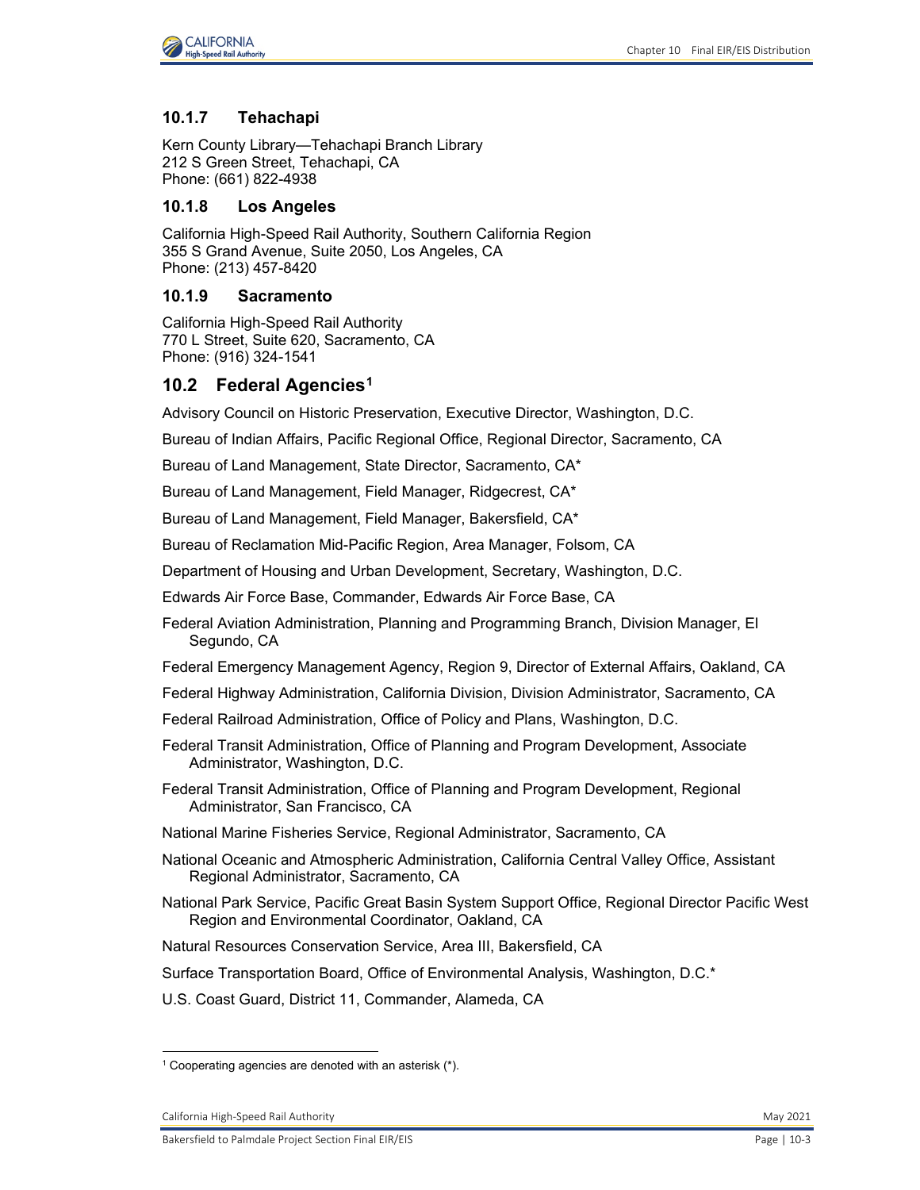### 10.1.7 Tehachapi

Kern County Library—Tehachapi Branch Library
212 S Green Street, Tehachapi, CA
Phone: (661) 822-4938

### 10.1.8 Los Angeles

California High-Speed Rail Authority, Southern California Region
355 S Grand Avenue, Suite 2050, Los Angeles, CA
Phone: (213) 457-8420

### 10.1.9 Sacramento

California High-Speed Rail Authority
770 L Street, Suite 620, Sacramento, CA
Phone: (916) 324-1541

## 10.2 Federal Agencies[1]

Advisory Council on Historic Preservation, Executive Director, Washington, D.C.

Bureau of Indian Affairs, Pacific Regional Office, Regional Director, Sacramento, CA

Bureau of Land Management, State Director, Sacramento, CA*

Bureau of Land Management, Field Manager, Ridgecrest, CA*

Bureau of Land Management, Field Manager, Bakersfield, CA*

Bureau of Reclamation Mid-Pacific Region, Area Manager, Folsom, CA

Department of Housing and Urban Development, Secretary, Washington, D.C.

Edwards Air Force Base, Commander, Edwards Air Force Base, CA

Federal Aviation Administration, Planning and Programming Branch, Division Manager, El Segundo, CA

Federal Emergency Management Agency, Region 9, Director of External Affairs, Oakland, CA

Federal Highway Administration, California Division, Division Administrator, Sacramento, CA

Federal Railroad Administration, Office of Policy and Plans, Washington, D.C.

Federal Transit Administration, Office of Planning and Program Development, Associate Administrator, Washington, D.C.

Federal Transit Administration, Office of Planning and Program Development, Regional Administrator, San Francisco, CA

National Marine Fisheries Service, Regional Administrator, Sacramento, CA

National Oceanic and Atmospheric Administration, California Central Valley Office, Assistant Regional Administrator, Sacramento, CA

National Park Service, Pacific Great Basin System Support Office, Regional Director Pacific West Region and Environmental Coordinator, Oakland, CA

Natural Resources Conservation Service, Area III, Bakersfield, CA

Surface Transportation Board, Office of Environmental Analysis, Washington, D.C.*

U.S. Coast Guard, District 11, Commander, Alameda, CA

---

[1] Cooperating agencies are denoted with an asterisk (*).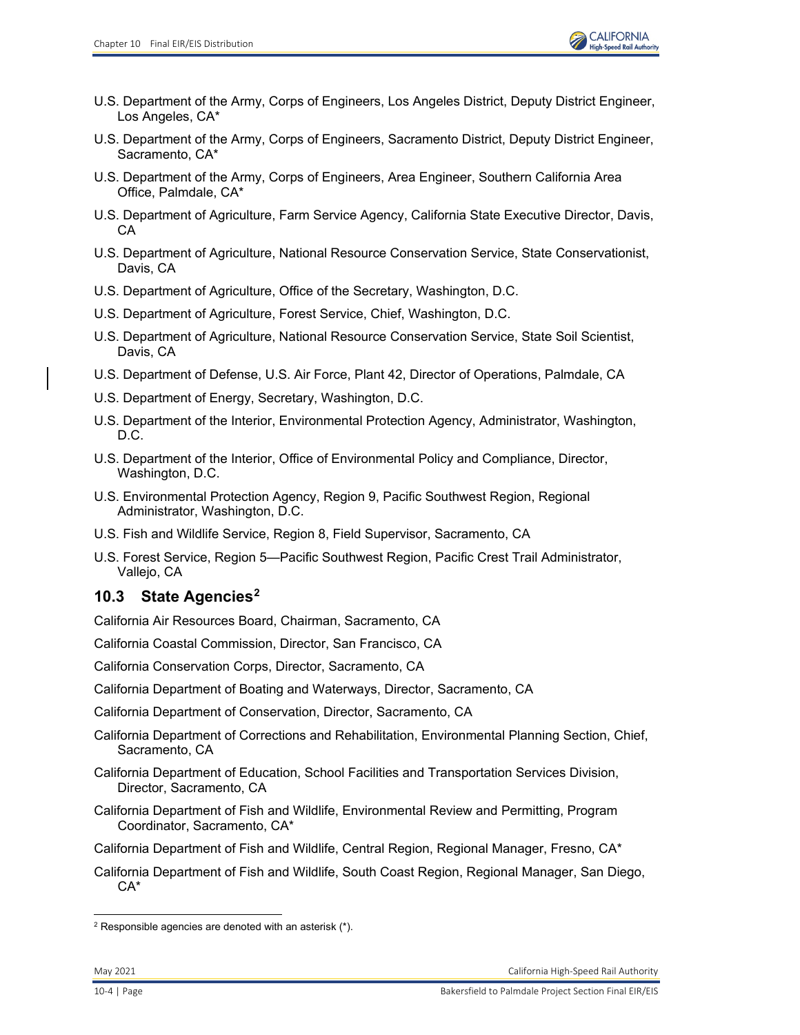U.S. Department of the Army, Corps of Engineers, Los Angeles District, Deputy District Engineer, Los Angeles, CA*

U.S. Department of the Army, Corps of Engineers, Sacramento District, Deputy District Engineer, Sacramento, CA*

U.S. Department of the Army, Corps of Engineers, Area Engineer, Southern California Area Office, Palmdale, CA*

U.S. Department of Agriculture, Farm Service Agency, California State Executive Director, Davis, CA

U.S. Department of Agriculture, National Resource Conservation Service, State Conservationist, Davis, CA

U.S. Department of Agriculture, Office of the Secretary, Washington, D.C.

U.S. Department of Agriculture, Forest Service, Chief, Washington, D.C.

U.S. Department of Agriculture, National Resource Conservation Service, State Soil Scientist, Davis, CA

U.S. Department of Defense, U.S. Air Force, Plant 42, Director of Operations, Palmdale, CA

U.S. Department of Energy, Secretary, Washington, D.C.

U.S. Department of the Interior, Environmental Protection Agency, Administrator, Washington, D.C.

U.S. Department of the Interior, Office of Environmental Policy and Compliance, Director, Washington, D.C.

U.S. Environmental Protection Agency, Region 9, Pacific Southwest Region, Regional Administrator, Washington, D.C.

U.S. Fish and Wildlife Service, Region 8, Field Supervisor, Sacramento, CA

U.S. Forest Service, Region 5—Pacific Southwest Region, Pacific Crest Trail Administrator, Vallejo, CA

## 10.3 State Agencies[2]

California Air Resources Board, Chairman, Sacramento, CA

California Coastal Commission, Director, San Francisco, CA

California Conservation Corps, Director, Sacramento, CA

California Department of Boating and Waterways, Director, Sacramento, CA

California Department of Conservation, Director, Sacramento, CA

California Department of Corrections and Rehabilitation, Environmental Planning Section, Chief, Sacramento, CA

California Department of Education, School Facilities and Transportation Services Division, Director, Sacramento, CA

California Department of Fish and Wildlife, Environmental Review and Permitting, Program Coordinator, Sacramento, CA*

California Department of Fish and Wildlife, Central Region, Regional Manager, Fresno, CA*

California Department of Fish and Wildlife, South Coast Region, Regional Manager, San Diego, CA*

[2] Responsible agencies are denoted with an asterisk (*).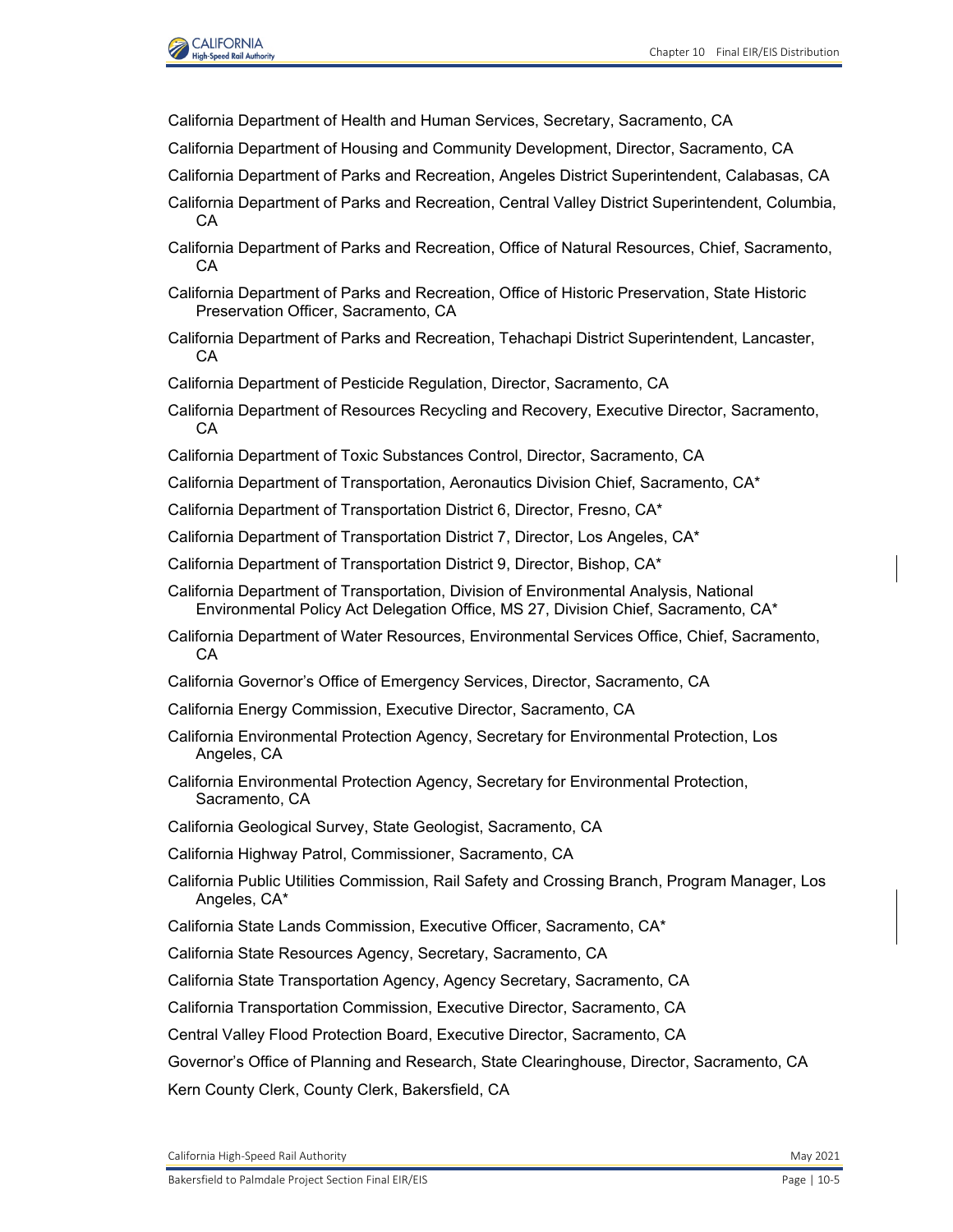California Department of Health and Human Services, Secretary, Sacramento, CA

California Department of Housing and Community Development, Director, Sacramento, CA

California Department of Parks and Recreation, Angeles District Superintendent, Calabasas, CA

California Department of Parks and Recreation, Central Valley District Superintendent, Columbia, CA

California Department of Parks and Recreation, Office of Natural Resources, Chief, Sacramento, CA

California Department of Parks and Recreation, Office of Historic Preservation, State Historic Preservation Officer, Sacramento, CA

California Department of Parks and Recreation, Tehachapi District Superintendent, Lancaster, CA

California Department of Pesticide Regulation, Director, Sacramento, CA

California Department of Resources Recycling and Recovery, Executive Director, Sacramento, CA

California Department of Toxic Substances Control, Director, Sacramento, CA

California Department of Transportation, Aeronautics Division Chief, Sacramento, CA*

California Department of Transportation District 6, Director, Fresno, CA*

California Department of Transportation District 7, Director, Los Angeles, CA*

California Department of Transportation District 9, Director, Bishop, CA*

California Department of Transportation, Division of Environmental Analysis, National Environmental Policy Act Delegation Office, MS 27, Division Chief, Sacramento, CA*

California Department of Water Resources, Environmental Services Office, Chief, Sacramento, CA

California Governor's Office of Emergency Services, Director, Sacramento, CA

California Energy Commission, Executive Director, Sacramento, CA

California Environmental Protection Agency, Secretary for Environmental Protection, Los Angeles, CA

California Environmental Protection Agency, Secretary for Environmental Protection, Sacramento, CA

California Geological Survey, State Geologist, Sacramento, CA

California Highway Patrol, Commissioner, Sacramento, CA

California Public Utilities Commission, Rail Safety and Crossing Branch, Program Manager, Los Angeles, CA*

California State Lands Commission, Executive Officer, Sacramento, CA*

California State Resources Agency, Secretary, Sacramento, CA

California State Transportation Agency, Agency Secretary, Sacramento, CA

California Transportation Commission, Executive Director, Sacramento, CA

Central Valley Flood Protection Board, Executive Director, Sacramento, CA

Governor's Office of Planning and Research, State Clearinghouse, Director, Sacramento, CA

Kern County Clerk, County Clerk, Bakersfield, CA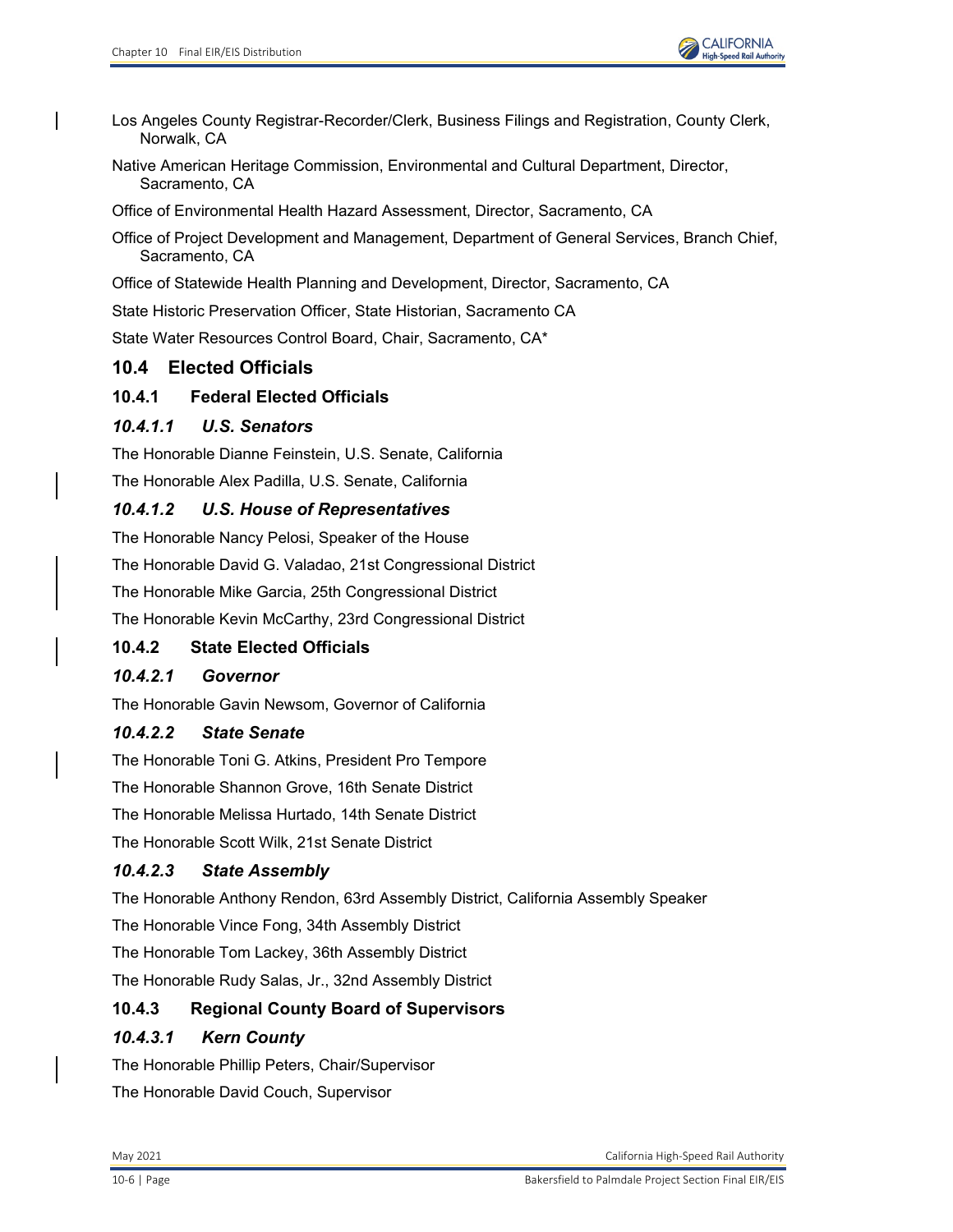Los Angeles County Registrar-Recorder/Clerk, Business Filings and Registration, County Clerk, Norwalk, CA

Native American Heritage Commission, Environmental and Cultural Department, Director, Sacramento, CA

Office of Environmental Health Hazard Assessment, Director, Sacramento, CA

Office of Project Development and Management, Department of General Services, Branch Chief, Sacramento, CA

Office of Statewide Health Planning and Development, Director, Sacramento, CA

State Historic Preservation Officer, State Historian, Sacramento CA

State Water Resources Control Board, Chair, Sacramento, CA*

## 10.4 Elected Officials

### 10.4.1 Federal Elected Officials

#### *10.4.1.1 U.S. Senators*

The Honorable Dianne Feinstein, U.S. Senate, California

The Honorable Alex Padilla, U.S. Senate, California

#### *10.4.1.2 U.S. House of Representatives*

The Honorable Nancy Pelosi, Speaker of the House

The Honorable David G. Valadao, 21st Congressional District

The Honorable Mike Garcia, 25th Congressional District

The Honorable Kevin McCarthy, 23rd Congressional District

### 10.4.2 State Elected Officials

#### *10.4.2.1 Governor*

The Honorable Gavin Newsom, Governor of California

#### *10.4.2.2 State Senate*

The Honorable Toni G. Atkins, President Pro Tempore

The Honorable Shannon Grove, 16th Senate District

The Honorable Melissa Hurtado, 14th Senate District

The Honorable Scott Wilk, 21st Senate District

#### *10.4.2.3 State Assembly*

The Honorable Anthony Rendon, 63rd Assembly District, California Assembly Speaker

The Honorable Vince Fong, 34th Assembly District

The Honorable Tom Lackey, 36th Assembly District

The Honorable Rudy Salas, Jr., 32nd Assembly District

### 10.4.3 Regional County Board of Supervisors

#### *10.4.3.1 Kern County*

The Honorable Phillip Peters, Chair/Supervisor

The Honorable David Couch, Supervisor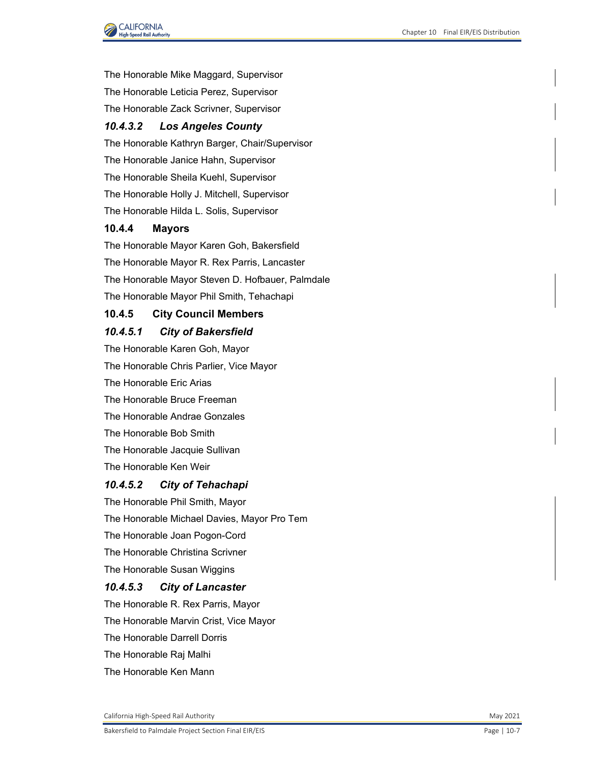The Honorable Mike Maggard, Supervisor

The Honorable Leticia Perez, Supervisor

The Honorable Zack Scrivner, Supervisor

#### *10.4.3.2 Los Angeles County*

The Honorable Kathryn Barger, Chair/Supervisor

The Honorable Janice Hahn, Supervisor

The Honorable Sheila Kuehl, Supervisor

The Honorable Holly J. Mitchell, Supervisor

The Honorable Hilda L. Solis, Supervisor

### 10.4.4 Mayors

The Honorable Mayor Karen Goh, Bakersfield

The Honorable Mayor R. Rex Parris, Lancaster

The Honorable Mayor Steven D. Hofbauer, Palmdale

The Honorable Mayor Phil Smith, Tehachapi

### 10.4.5 City Council Members

#### *10.4.5.1 City of Bakersfield*

The Honorable Karen Goh, Mayor

The Honorable Chris Parlier, Vice Mayor

The Honorable Eric Arias

The Honorable Bruce Freeman

The Honorable Andrae Gonzales

The Honorable Bob Smith

The Honorable Jacquie Sullivan

The Honorable Ken Weir

#### *10.4.5.2 City of Tehachapi*

The Honorable Phil Smith, Mayor

The Honorable Michael Davies, Mayor Pro Tem

The Honorable Joan Pogon-Cord

The Honorable Christina Scrivner

The Honorable Susan Wiggins

#### *10.4.5.3 City of Lancaster*

The Honorable R. Rex Parris, Mayor

The Honorable Marvin Crist, Vice Mayor

The Honorable Darrell Dorris

The Honorable Raj Malhi

The Honorable Ken Mann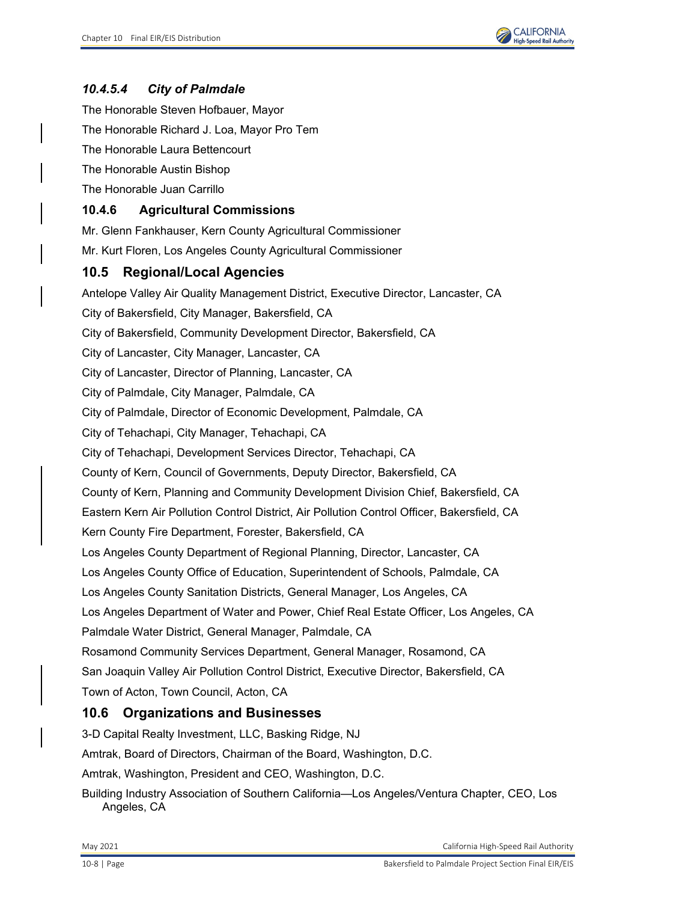#### *10.4.5.4 City of Palmdale*

The Honorable Steven Hofbauer, Mayor

The Honorable Richard J. Loa, Mayor Pro Tem

The Honorable Laura Bettencourt

The Honorable Austin Bishop

The Honorable Juan Carrillo

### 10.4.6 Agricultural Commissions

Mr. Glenn Fankhauser, Kern County Agricultural Commissioner

Mr. Kurt Floren, Los Angeles County Agricultural Commissioner

## 10.5 Regional/Local Agencies

Antelope Valley Air Quality Management District, Executive Director, Lancaster, CA

City of Bakersfield, City Manager, Bakersfield, CA

City of Bakersfield, Community Development Director, Bakersfield, CA

City of Lancaster, City Manager, Lancaster, CA

City of Lancaster, Director of Planning, Lancaster, CA

City of Palmdale, City Manager, Palmdale, CA

City of Palmdale, Director of Economic Development, Palmdale, CA

City of Tehachapi, City Manager, Tehachapi, CA

City of Tehachapi, Development Services Director, Tehachapi, CA

County of Kern, Council of Governments, Deputy Director, Bakersfield, CA

County of Kern, Planning and Community Development Division Chief, Bakersfield, CA

Eastern Kern Air Pollution Control District, Air Pollution Control Officer, Bakersfield, CA

Kern County Fire Department, Forester, Bakersfield, CA

Los Angeles County Department of Regional Planning, Director, Lancaster, CA

Los Angeles County Office of Education, Superintendent of Schools, Palmdale, CA

Los Angeles County Sanitation Districts, General Manager, Los Angeles, CA

Los Angeles Department of Water and Power, Chief Real Estate Officer, Los Angeles, CA

Palmdale Water District, General Manager, Palmdale, CA

Rosamond Community Services Department, General Manager, Rosamond, CA

San Joaquin Valley Air Pollution Control District, Executive Director, Bakersfield, CA

Town of Acton, Town Council, Acton, CA

## 10.6 Organizations and Businesses

3-D Capital Realty Investment, LLC, Basking Ridge, NJ

Amtrak, Board of Directors, Chairman of the Board, Washington, D.C.

Amtrak, Washington, President and CEO, Washington, D.C.

Building Industry Association of Southern California—Los Angeles/Ventura Chapter, CEO, Los Angeles, CA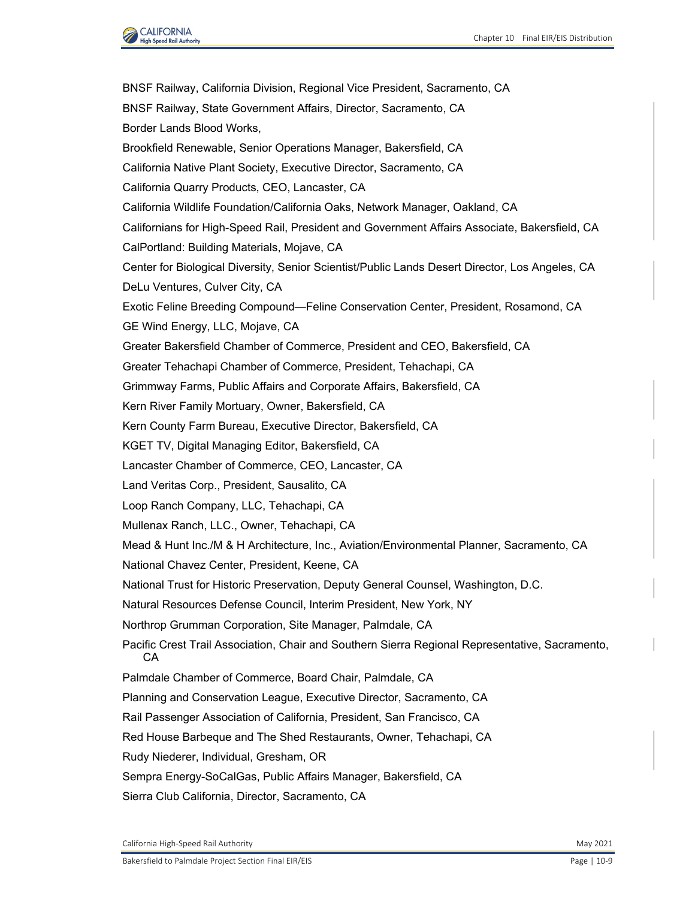BNSF Railway, California Division, Regional Vice President, Sacramento, CA

BNSF Railway, State Government Affairs, Director, Sacramento, CA

Border Lands Blood Works,

Brookfield Renewable, Senior Operations Manager, Bakersfield, CA

California Native Plant Society, Executive Director, Sacramento, CA

California Quarry Products, CEO, Lancaster, CA

California Wildlife Foundation/California Oaks, Network Manager, Oakland, CA

Californians for High-Speed Rail, President and Government Affairs Associate, Bakersfield, CA

CalPortland: Building Materials, Mojave, CA

Center for Biological Diversity, Senior Scientist/Public Lands Desert Director, Los Angeles, CA

DeLu Ventures, Culver City, CA

Exotic Feline Breeding Compound—Feline Conservation Center, President, Rosamond, CA

GE Wind Energy, LLC, Mojave, CA

Greater Bakersfield Chamber of Commerce, President and CEO, Bakersfield, CA

Greater Tehachapi Chamber of Commerce, President, Tehachapi, CA

Grimmway Farms, Public Affairs and Corporate Affairs, Bakersfield, CA

Kern River Family Mortuary, Owner, Bakersfield, CA

Kern County Farm Bureau, Executive Director, Bakersfield, CA

KGET TV, Digital Managing Editor, Bakersfield, CA

Lancaster Chamber of Commerce, CEO, Lancaster, CA

Land Veritas Corp., President, Sausalito, CA

Loop Ranch Company, LLC, Tehachapi, CA

Mullenax Ranch, LLC., Owner, Tehachapi, CA

Mead & Hunt Inc./M & H Architecture, Inc., Aviation/Environmental Planner, Sacramento, CA

National Chavez Center, President, Keene, CA

National Trust for Historic Preservation, Deputy General Counsel, Washington, D.C.

Natural Resources Defense Council, Interim President, New York, NY

Northrop Grumman Corporation, Site Manager, Palmdale, CA

Pacific Crest Trail Association, Chair and Southern Sierra Regional Representative, Sacramento, CA

Palmdale Chamber of Commerce, Board Chair, Palmdale, CA

Planning and Conservation League, Executive Director, Sacramento, CA

Rail Passenger Association of California, President, San Francisco, CA

Red House Barbeque and The Shed Restaurants, Owner, Tehachapi, CA

Rudy Niederer, Individual, Gresham, OR

Sempra Energy-SoCalGas, Public Affairs Manager, Bakersfield, CA

Sierra Club California, Director, Sacramento, CA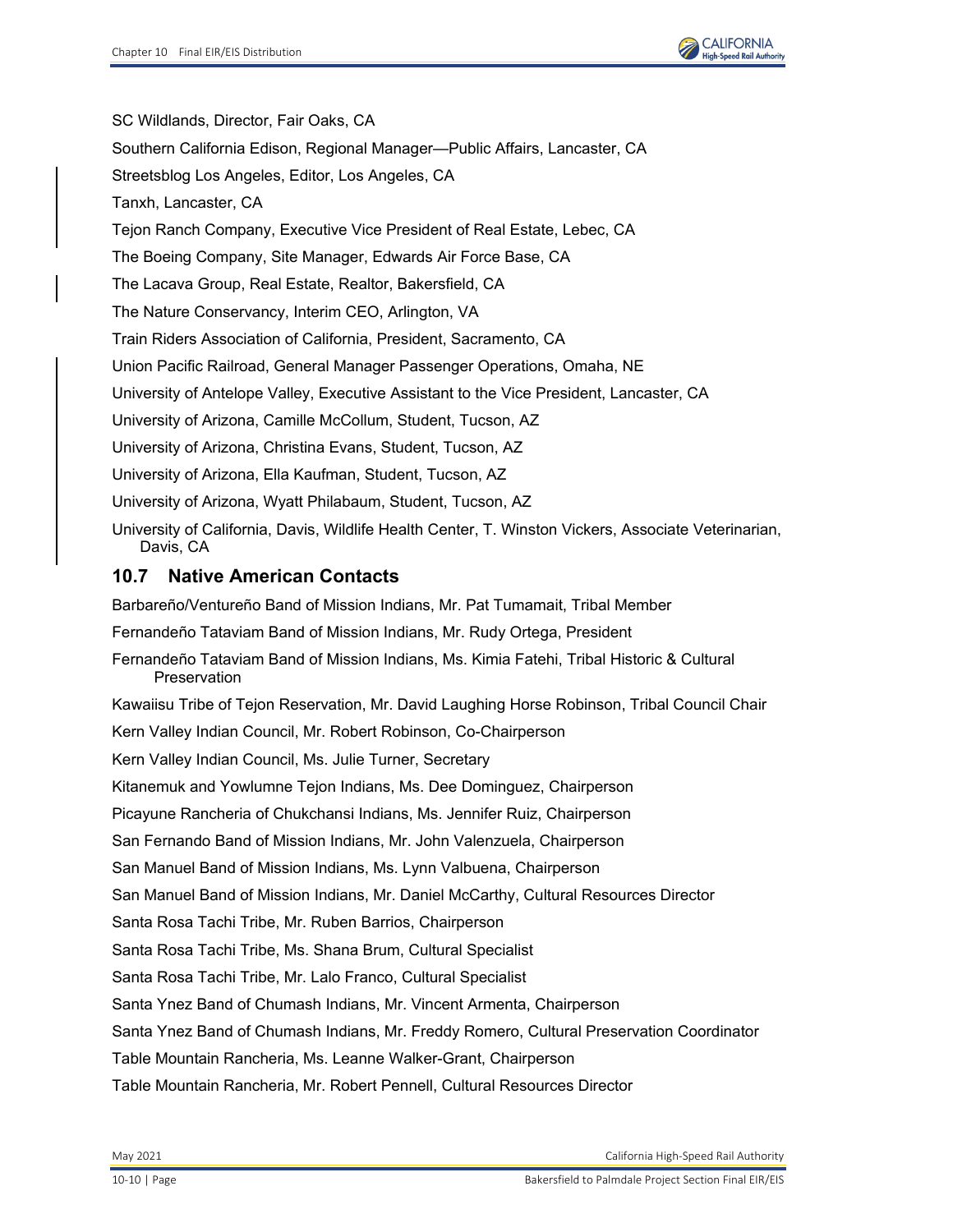SC Wildlands, Director, Fair Oaks, CA

Southern California Edison, Regional Manager—Public Affairs, Lancaster, CA

Streetsblog Los Angeles, Editor, Los Angeles, CA

Tanxh, Lancaster, CA

Tejon Ranch Company, Executive Vice President of Real Estate, Lebec, CA

The Boeing Company, Site Manager, Edwards Air Force Base, CA

The Lacava Group, Real Estate, Realtor, Bakersfield, CA

The Nature Conservancy, Interim CEO, Arlington, VA

Train Riders Association of California, President, Sacramento, CA

Union Pacific Railroad, General Manager Passenger Operations, Omaha, NE

University of Antelope Valley, Executive Assistant to the Vice President, Lancaster, CA

University of Arizona, Camille McCollum, Student, Tucson, AZ

University of Arizona, Christina Evans, Student, Tucson, AZ

University of Arizona, Ella Kaufman, Student, Tucson, AZ

University of Arizona, Wyatt Philabaum, Student, Tucson, AZ

University of California, Davis, Wildlife Health Center, T. Winston Vickers, Associate Veterinarian, Davis, CA

## 10.7 Native American Contacts

Barbareño/Ventureño Band of Mission Indians, Mr. Pat Tumamait, Tribal Member

Fernandeño Tataviam Band of Mission Indians, Mr. Rudy Ortega, President

Fernandeño Tataviam Band of Mission Indians, Ms. Kimia Fatehi, Tribal Historic & Cultural Preservation

Kawaiisu Tribe of Tejon Reservation, Mr. David Laughing Horse Robinson, Tribal Council Chair

Kern Valley Indian Council, Mr. Robert Robinson, Co-Chairperson

Kern Valley Indian Council, Ms. Julie Turner, Secretary

Kitanemuk and Yowlumne Tejon Indians, Ms. Dee Dominguez, Chairperson

Picayune Rancheria of Chukchansi Indians, Ms. Jennifer Ruiz, Chairperson

San Fernando Band of Mission Indians, Mr. John Valenzuela, Chairperson

San Manuel Band of Mission Indians, Ms. Lynn Valbuena, Chairperson

San Manuel Band of Mission Indians, Mr. Daniel McCarthy, Cultural Resources Director

Santa Rosa Tachi Tribe, Mr. Ruben Barrios, Chairperson

Santa Rosa Tachi Tribe, Ms. Shana Brum, Cultural Specialist

Santa Rosa Tachi Tribe, Mr. Lalo Franco, Cultural Specialist

Santa Ynez Band of Chumash Indians, Mr. Vincent Armenta, Chairperson

Santa Ynez Band of Chumash Indians, Mr. Freddy Romero, Cultural Preservation Coordinator

Table Mountain Rancheria, Ms. Leanne Walker-Grant, Chairperson

Table Mountain Rancheria, Mr. Robert Pennell, Cultural Resources Director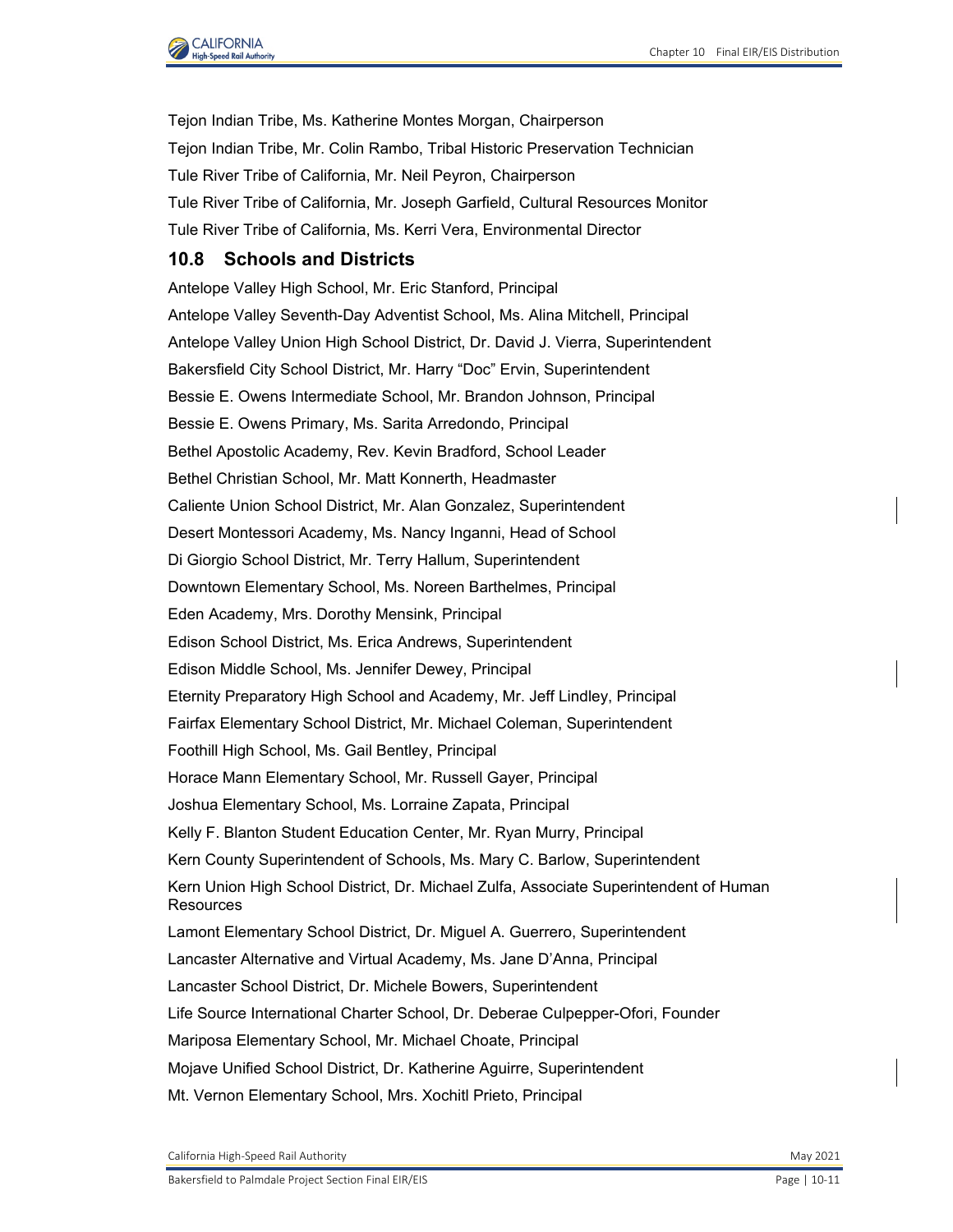Tejon Indian Tribe, Ms. Katherine Montes Morgan, Chairperson

Tejon Indian Tribe, Mr. Colin Rambo, Tribal Historic Preservation Technician

Tule River Tribe of California, Mr. Neil Peyron, Chairperson

Tule River Tribe of California, Mr. Joseph Garfield, Cultural Resources Monitor

Tule River Tribe of California, Ms. Kerri Vera, Environmental Director

## 10.8 Schools and Districts

Antelope Valley High School, Mr. Eric Stanford, Principal

Antelope Valley Seventh-Day Adventist School, Ms. Alina Mitchell, Principal

Antelope Valley Union High School District, Dr. David J. Vierra, Superintendent

Bakersfield City School District, Mr. Harry "Doc" Ervin, Superintendent

Bessie E. Owens Intermediate School, Mr. Brandon Johnson, Principal

Bessie E. Owens Primary, Ms. Sarita Arredondo, Principal

Bethel Apostolic Academy, Rev. Kevin Bradford, School Leader

Bethel Christian School, Mr. Matt Konnerth, Headmaster

Caliente Union School District, Mr. Alan Gonzalez, Superintendent

Desert Montessori Academy, Ms. Nancy Inganni, Head of School

Di Giorgio School District, Mr. Terry Hallum, Superintendent

Downtown Elementary School, Ms. Noreen Barthelmes, Principal

Eden Academy, Mrs. Dorothy Mensink, Principal

Edison School District, Ms. Erica Andrews, Superintendent

Edison Middle School, Ms. Jennifer Dewey, Principal

Eternity Preparatory High School and Academy, Mr. Jeff Lindley, Principal

Fairfax Elementary School District, Mr. Michael Coleman, Superintendent

Foothill High School, Ms. Gail Bentley, Principal

Horace Mann Elementary School, Mr. Russell Gayer, Principal

Joshua Elementary School, Ms. Lorraine Zapata, Principal

Kelly F. Blanton Student Education Center, Mr. Ryan Murry, Principal

Kern County Superintendent of Schools, Ms. Mary C. Barlow, Superintendent

Kern Union High School District, Dr. Michael Zulfa, Associate Superintendent of Human Resources

Lamont Elementary School District, Dr. Miguel A. Guerrero, Superintendent

Lancaster Alternative and Virtual Academy, Ms. Jane D'Anna, Principal

Lancaster School District, Dr. Michele Bowers, Superintendent

Life Source International Charter School, Dr. Deberae Culpepper-Ofori, Founder

Mariposa Elementary School, Mr. Michael Choate, Principal

Mojave Unified School District, Dr. Katherine Aguirre, Superintendent

Mt. Vernon Elementary School, Mrs. Xochitl Prieto, Principal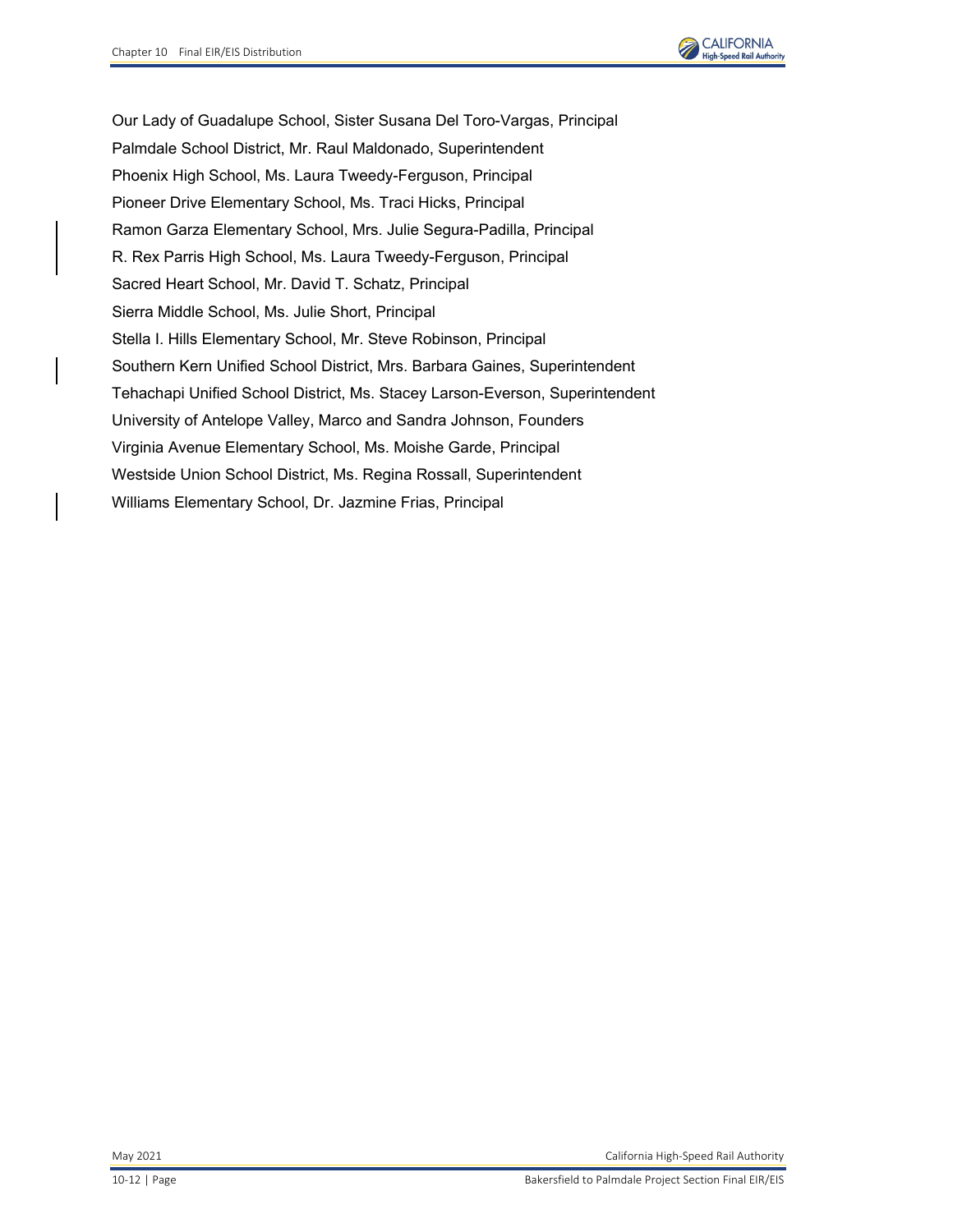Our Lady of Guadalupe School, Sister Susana Del Toro-Vargas, Principal

Palmdale School District, Mr. Raul Maldonado, Superintendent

Phoenix High School, Ms. Laura Tweedy-Ferguson, Principal

Pioneer Drive Elementary School, Ms. Traci Hicks, Principal

Ramon Garza Elementary School, Mrs. Julie Segura-Padilla, Principal

R. Rex Parris High School, Ms. Laura Tweedy-Ferguson, Principal

Sacred Heart School, Mr. David T. Schatz, Principal

Sierra Middle School, Ms. Julie Short, Principal

Stella I. Hills Elementary School, Mr. Steve Robinson, Principal

Southern Kern Unified School District, Mrs. Barbara Gaines, Superintendent

Tehachapi Unified School District, Ms. Stacey Larson-Everson, Superintendent

University of Antelope Valley, Marco and Sandra Johnson, Founders

Virginia Avenue Elementary School, Ms. Moishe Garde, Principal

Westside Union School District, Ms. Regina Rossall, Superintendent

Williams Elementary School, Dr. Jazmine Frias, Principal